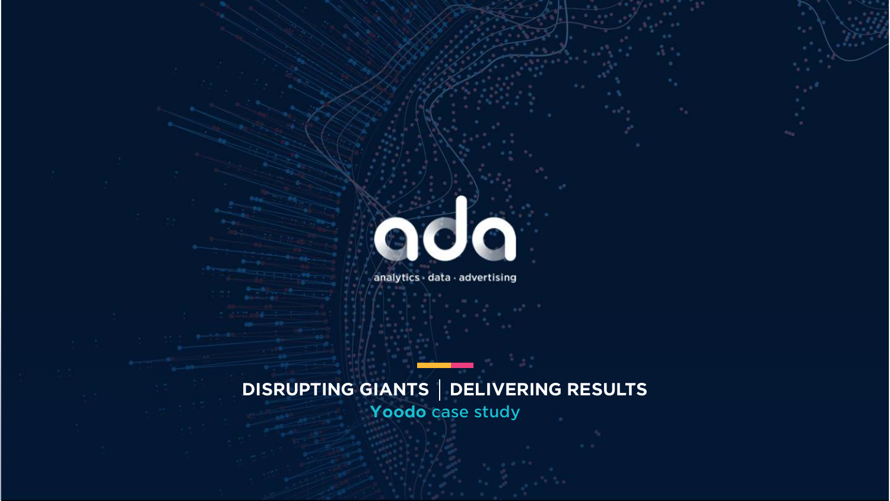# ada

analytics · data · advertising

## DISRUPTING GIANTS | DELIVERING RESULTS

**Yoodo** case study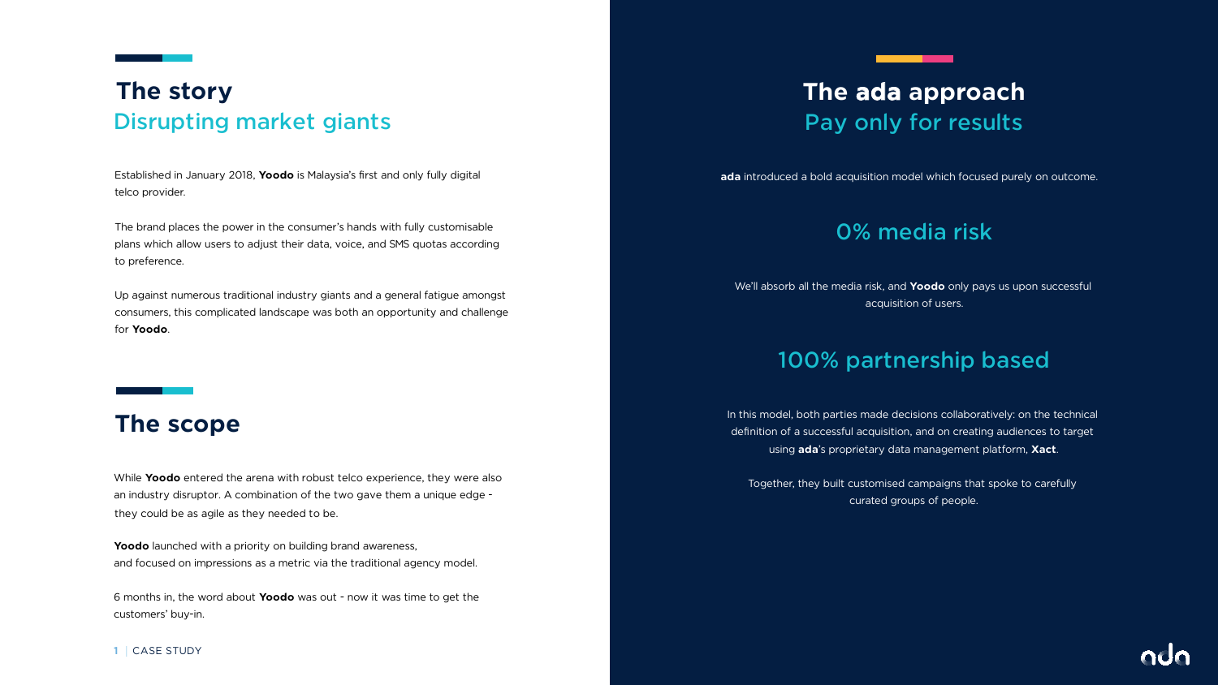## The story
### Disrupting market giants

Established in January 2018, **Yoodo** is Malaysia's first and only fully digital telco provider.

The brand places the power in the consumer's hands with fully customisable plans which allow users to adjust their data, voice, and SMS quotas according to preference.

Up against numerous traditional industry giants and a general fatigue amongst consumers, this complicated landscape was both an opportunity and challenge for **Yoodo**.

## The scope

While **Yoodo** entered the arena with robust telco experience, they were also an industry disruptor. A combination of the two gave them a unique edge - they could be as agile as they needed to be.

**Yoodo** launched with a priority on building brand awareness, and focused on impressions as a metric via the traditional agency model.

6 months in, the word about **Yoodo** was out - now it was time to get the customers' buy-in.

## The ada approach
### Pay only for results

**ada** introduced a bold acquisition model which focused purely on outcome.

### 0% media risk

We'll absorb all the media risk, and **Yoodo** only pays us upon successful acquisition of users.

### 100% partnership based

In this model, both parties made decisions collaboratively: on the technical definition of a successful acquisition, and on creating audiences to target using **ada**'s proprietary data management platform, **Xact**.

Together, they built customised campaigns that spoke to carefully curated groups of people.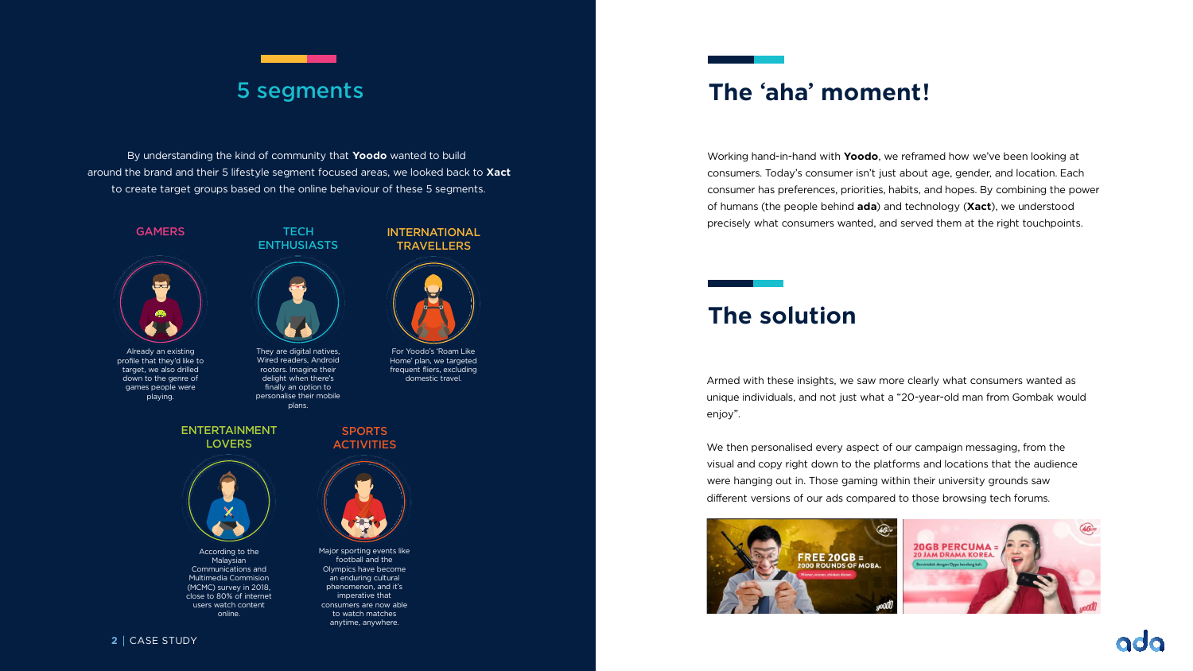## 5 segments

By understanding the kind of community that **Yoodo** wanted to build around the brand and their 5 lifestyle segment focused areas, we looked back to **Xact** to create target groups based on the online behaviour of these 5 segments.

### GAMERS

Already an existing profile that they'd like to target, we also drilled down to the genre of games people were playing.

### TECH ENTHUSIASTS

They are digital natives, Wired readers, Android rooters. Imagine their delight when there's finally an option to personalise their mobile plans.

### INTERNATIONAL TRAVELLERS

For Yoodo's 'Roam Like Home' plan, we targeted frequent fliers, excluding domestic travel.

### ENTERTAINMENT LOVERS

According to the Malaysian Communications and Multimedia Commision (MCMC) survey in 2018, close to 80% of internet users watch content online.

### SPORTS ACTIVITIES

Major sporting events like football and the Olympics have become an enduring cultural phenomenon, and it's imperative that consumers are now able to watch matches anytime, anywhere.

## The 'aha' moment!

Working hand-in-hand with **Yoodo**, we reframed how we've been looking at consumers. Today's consumer isn't just about age, gender, and location. Each consumer has preferences, priorities, habits, and hopes. By combining the power of humans (the people behind **ada**) and technology (**Xact**), we understood precisely what consumers wanted, and served them at the right touchpoints.

## The solution

Armed with these insights, we saw more clearly what consumers wanted as unique individuals, and not just what a "20-year-old man from Gombak would enjoy".

We then personalised every aspect of our campaign messaging, from the visual and copy right down to the platforms and locations that the audience were hanging out in. Those gaming within their university grounds saw different versions of our ads compared to those browsing tech forums.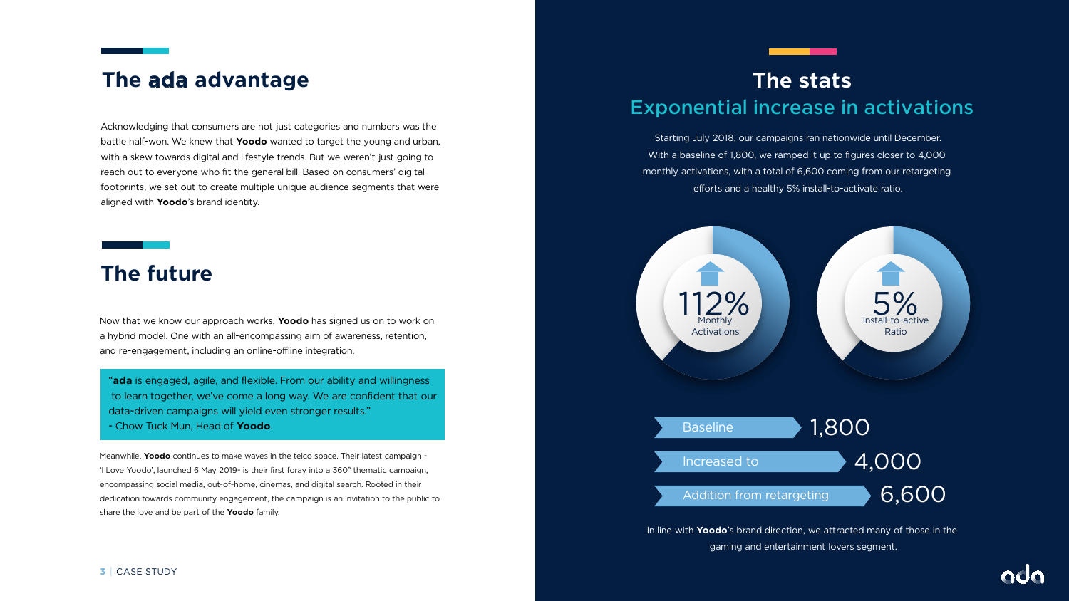## The **ada** advantage

Acknowledging that consumers are not just categories and numbers was the battle half-won. We knew that **Yoodo** wanted to target the young and urban, with a skew towards digital and lifestyle trends. But we weren't just going to reach out to everyone who fit the general bill. Based on consumers' digital footprints, we set out to create multiple unique audience segments that were aligned with **Yoodo**'s brand identity.

## The future

Now that we know our approach works, **Yoodo** has signed us on to work on a hybrid model. One with an all-encompassing aim of awareness, retention, and re-engagement, including an online-offline integration.

> "**ada** is engaged, agile, and flexible. From our ability and willingness to learn together, we've come a long way. We are confident that our data-driven campaigns will yield even stronger results."
> - Chow Tuck Mun, Head of **Yoodo**.

Meanwhile, **Yoodo** continues to make waves in the telco space. Their latest campaign - 'I Love Yoodo', launched 6 May 2019- is their first foray into a 360° thematic campaign, encompassing social media, out-of-home, cinemas, and digital search. Rooted in their dedication towards community engagement, the campaign is an invitation to the public to share the love and be part of the **Yoodo** family.

## The stats

### Exponential increase in activations

Starting July 2018, our campaigns ran nationwide until December. With a baseline of 1,800, we ramped it up to figures closer to 4,000 monthly activations, with a total of 6,600 coming from our retargeting efforts and a healthy 5% install-to-activate ratio.

112%
Monthly Activations

5%
Install-to-active Ratio

Baseline 1,800

Increased to 4,000

Addition from retargeting 6,600

In line with **Yoodo**'s brand direction, we attracted many of those in the gaming and entertainment lovers segment.